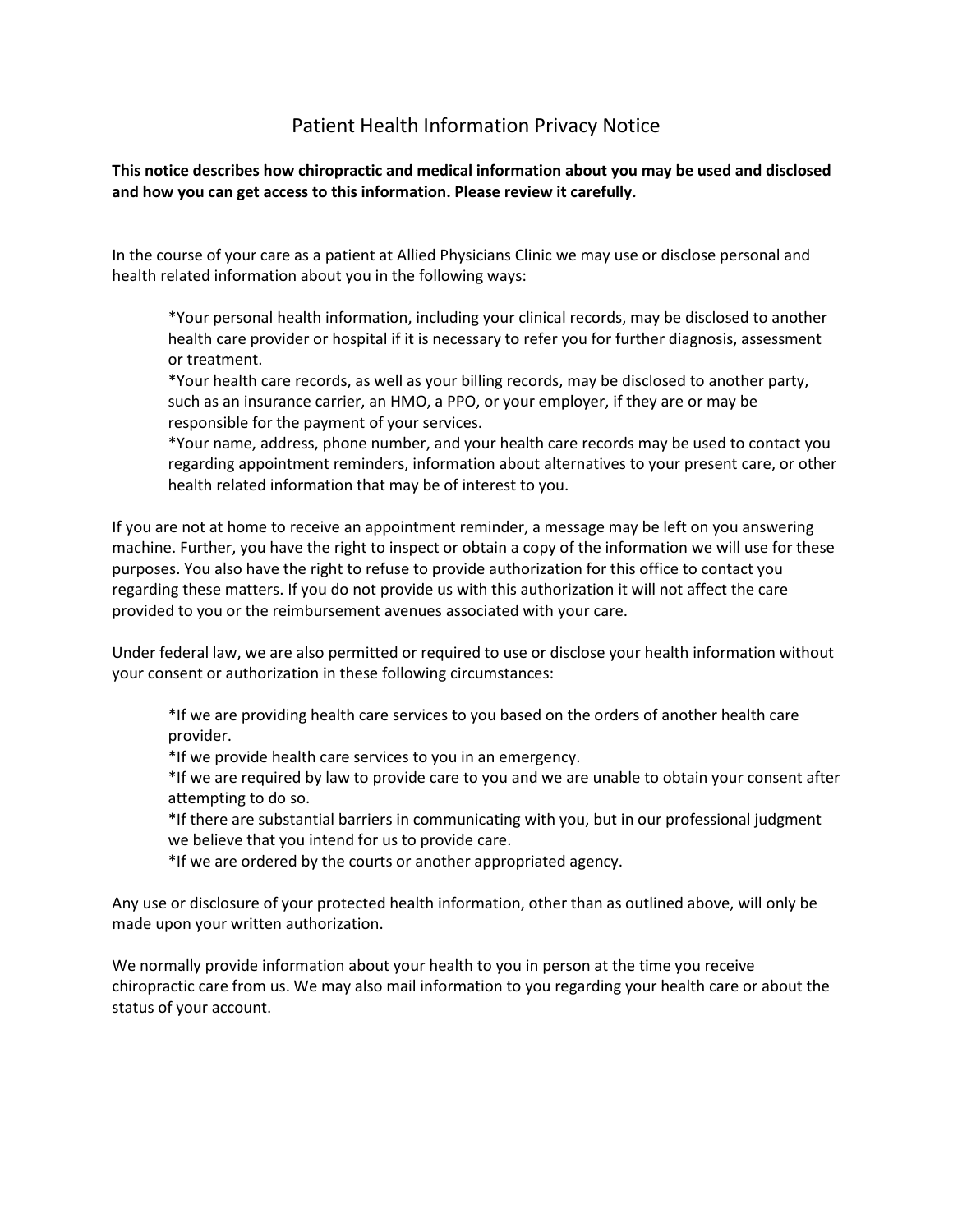# Patient Health Information Privacy Notice

**This notice describes how chiropractic and medical information about you may be used and disclosed and how you can get access to this information. Please review it carefully.**

In the course of your care as a patient at Allied Physicians Clinic we may use or disclose personal and health related information about you in the following ways:

> *Your personal health information, including your clinical records, may be disclosed to another health care provider or hospital if it is necessary to refer you for further diagnosis, assessment or treatment.
> *Your health care records, as well as your billing records, may be disclosed to another party, such as an insurance carrier, an HMO, a PPO, or your employer, if they are or may be responsible for the payment of your services.
> *Your name, address, phone number, and your health care records may be used to contact you regarding appointment reminders, information about alternatives to your present care, or other health related information that may be of interest to you.

If you are not at home to receive an appointment reminder, a message may be left on you answering machine. Further, you have the right to inspect or obtain a copy of the information we will use for these purposes. You also have the right to refuse to provide authorization for this office to contact you regarding these matters. If you do not provide us with this authorization it will not affect the care provided to you or the reimbursement avenues associated with your care.

Under federal law, we are also permitted or required to use or disclose your health information without your consent or authorization in these following circumstances:

> *If we are providing health care services to you based on the orders of another health care provider.
> *If we provide health care services to you in an emergency.
> *If we are required by law to provide care to you and we are unable to obtain your consent after attempting to do so.
> *If there are substantial barriers in communicating with you, but in our professional judgment we believe that you intend for us to provide care.
> *If we are ordered by the courts or another appropriated agency.

Any use or disclosure of your protected health information, other than as outlined above, will only be made upon your written authorization.

We normally provide information about your health to you in person at the time you receive chiropractic care from us. We may also mail information to you regarding your health care or about the status of your account.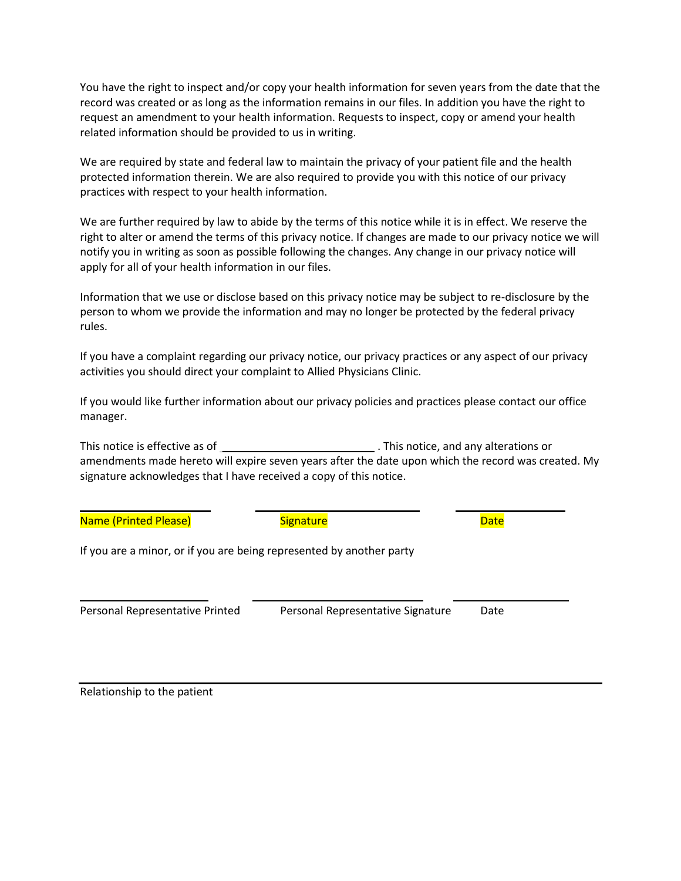You have the right to inspect and/or copy your health information for seven years from the date that the record was created or as long as the information remains in our files. In addition you have the right to request an amendment to your health information. Requests to inspect, copy or amend your health related information should be provided to us in writing.

We are required by state and federal law to maintain the privacy of your patient file and the health protected information therein. We are also required to provide you with this notice of our privacy practices with respect to your health information.

We are further required by law to abide by the terms of this notice while it is in effect. We reserve the right to alter or amend the terms of this privacy notice. If changes are made to our privacy notice we will notify you in writing as soon as possible following the changes. Any change in our privacy notice will apply for all of your health information in our files.

Information that we use or disclose based on this privacy notice may be subject to re-disclosure by the person to whom we provide the information and may no longer be protected by the federal privacy rules.

If you have a complaint regarding our privacy notice, our privacy practices or any aspect of our privacy activities you should direct your complaint to Allied Physicians Clinic.

If you would like further information about our privacy policies and practices please contact our office manager.

This notice is effective as of ________________________ . This notice, and any alterations or amendments made hereto will expire seven years after the date upon which the record was created. My signature acknowledges that I have received a copy of this notice.

| | | |
|---|---|---|
| ____________________ | ________________________ | ________________ |
| Name (Printed Please) | Signature | Date |

If you are a minor, or if you are being represented by another party

| | | |
|---|---|---|
| ____________________ | ________________________ | ________________ |
| Personal Representative Printed | Personal Representative Signature | Date |

________________________________________________________________________________

Relationship to the patient